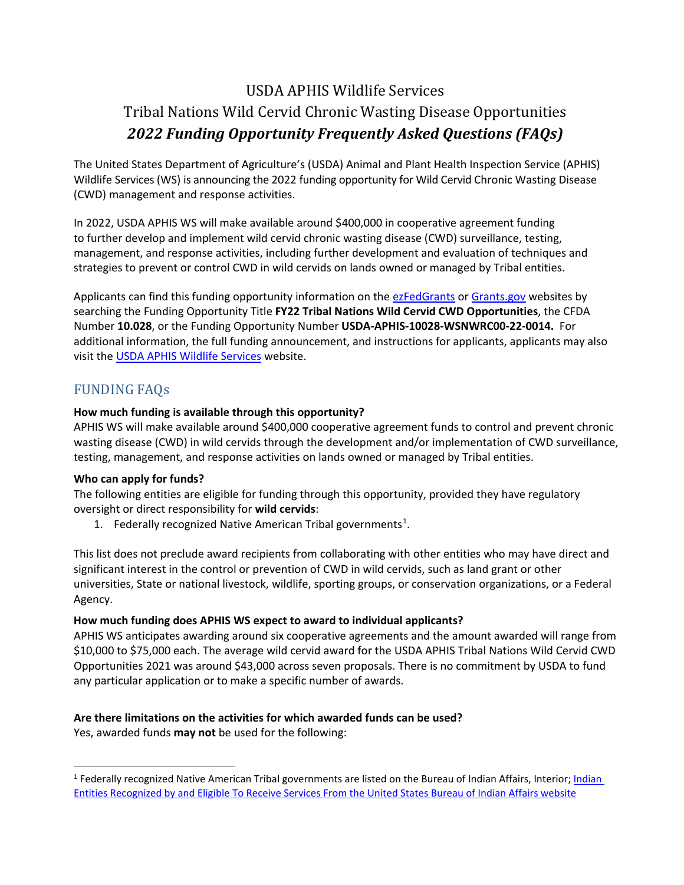# USDA APHIS Wildlife Services

# Tribal Nations Wild Cervid Chronic Wasting Disease Opportunities

# *2022 Funding Opportunity Frequently Asked Questions (FAQs)*

The United States Department of Agriculture's (USDA) Animal and Plant Health Inspection Service (APHIS) Wildlife Services (WS) is announcing the 2022 funding opportunity for Wild Cervid Chronic Wasting Disease (CWD) management and response activities.

In 2022, USDA APHIS WS will make available around $400,000 in cooperative agreement funding to further develop and implement wild cervid chronic wasting disease (CWD) surveillance, testing, management, and response activities, including further development and evaluation of techniques and strategies to prevent or control CWD in wild cervids on lands owned or managed by Tribal entities.

Applicants can find this funding opportunity information on the [ezFedGrants] or [Grants.gov] websites by searching the Funding Opportunity Title **FY22 Tribal Nations Wild Cervid CWD Opportunities**, the CFDA Number **10.028**, or the Funding Opportunity Number **USDA-APHIS-10028-WSNWRC00-22-0014.** For additional information, the full funding announcement, and instructions for applicants, applicants may also visit the [USDA APHIS Wildlife Services] website.

## FUNDING FAQs

**How much funding is available through this opportunity?**

APHIS WS will make available around $400,000 cooperative agreement funds to control and prevent chronic wasting disease (CWD) in wild cervids through the development and/or implementation of CWD surveillance, testing, management, and response activities on lands owned or managed by Tribal entities.

**Who can apply for funds?**

The following entities are eligible for funding through this opportunity, provided they have regulatory oversight or direct responsibility for **wild cervids**:

1. Federally recognized Native American Tribal governments[1].

This list does not preclude award recipients from collaborating with other entities who may have direct and significant interest in the control or prevention of CWD in wild cervids, such as land grant or other universities, State or national livestock, wildlife, sporting groups, or conservation organizations, or a Federal Agency.

**How much funding does APHIS WS expect to award to individual applicants?**

APHIS WS anticipates awarding around six cooperative agreements and the amount awarded will range from $10,000 to $75,000 each. The average wild cervid award for the USDA APHIS Tribal Nations Wild Cervid CWD Opportunities 2021 was around $43,000 across seven proposals. There is no commitment by USDA to fund any particular application or to make a specific number of awards.

**Are there limitations on the activities for which awarded funds can be used?**

Yes, awarded funds **may not** be used for the following:

---

[1] Federally recognized Native American Tribal governments are listed on the Bureau of Indian Affairs, Interior; Indian Entities Recognized by and Eligible To Receive Services From the United States Bureau of Indian Affairs website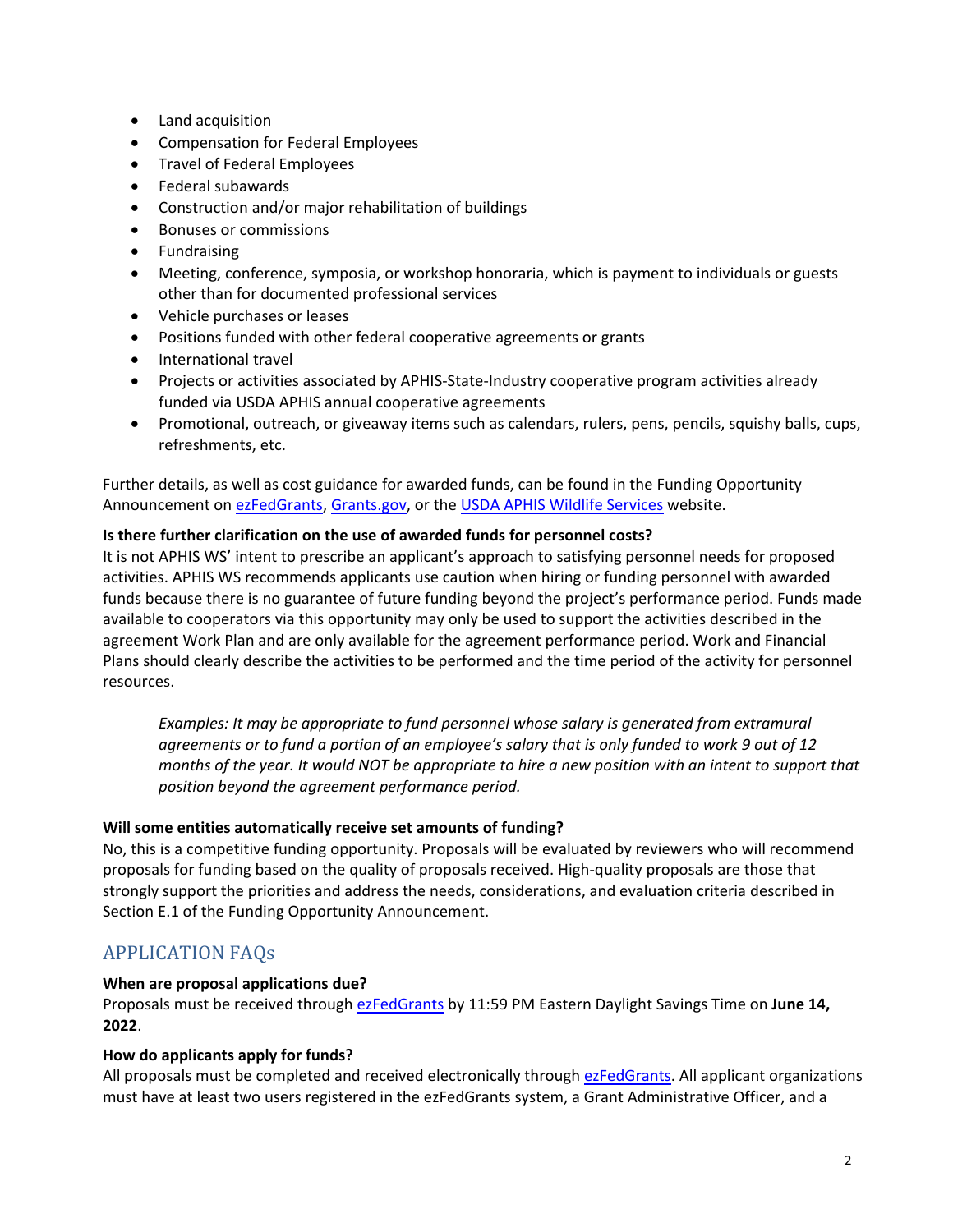- Land acquisition
- Compensation for Federal Employees
- Travel of Federal Employees
- Federal subawards
- Construction and/or major rehabilitation of buildings
- Bonuses or commissions
- Fundraising
- Meeting, conference, symposia, or workshop honoraria, which is payment to individuals or guests other than for documented professional services
- Vehicle purchases or leases
- Positions funded with other federal cooperative agreements or grants
- International travel
- Projects or activities associated by APHIS-State-Industry cooperative program activities already funded via USDA APHIS annual cooperative agreements
- Promotional, outreach, or giveaway items such as calendars, rulers, pens, pencils, squishy balls, cups, refreshments, etc.

Further details, as well as cost guidance for awarded funds, can be found in the Funding Opportunity Announcement on ezFedGrants, Grants.gov, or the USDA APHIS Wildlife Services website.

**Is there further clarification on the use of awarded funds for personnel costs?**
It is not APHIS WS' intent to prescribe an applicant's approach to satisfying personnel needs for proposed activities. APHIS WS recommends applicants use caution when hiring or funding personnel with awarded funds because there is no guarantee of future funding beyond the project's performance period. Funds made available to cooperators via this opportunity may only be used to support the activities described in the agreement Work Plan and are only available for the agreement performance period. Work and Financial Plans should clearly describe the activities to be performed and the time period of the activity for personnel resources.

> *Examples: It may be appropriate to fund personnel whose salary is generated from extramural agreements or to fund a portion of an employee's salary that is only funded to work 9 out of 12 months of the year. It would NOT be appropriate to hire a new position with an intent to support that position beyond the agreement performance period.*

**Will some entities automatically receive set amounts of funding?**
No, this is a competitive funding opportunity. Proposals will be evaluated by reviewers who will recommend proposals for funding based on the quality of proposals received. High-quality proposals are those that strongly support the priorities and address the needs, considerations, and evaluation criteria described in Section E.1 of the Funding Opportunity Announcement.

## APPLICATION FAQs

**When are proposal applications due?**
Proposals must be received through ezFedGrants by 11:59 PM Eastern Daylight Savings Time on **June 14, 2022**.

**How do applicants apply for funds?**
All proposals must be completed and received electronically through ezFedGrants. All applicant organizations must have at least two users registered in the ezFedGrants system, a Grant Administrative Officer, and a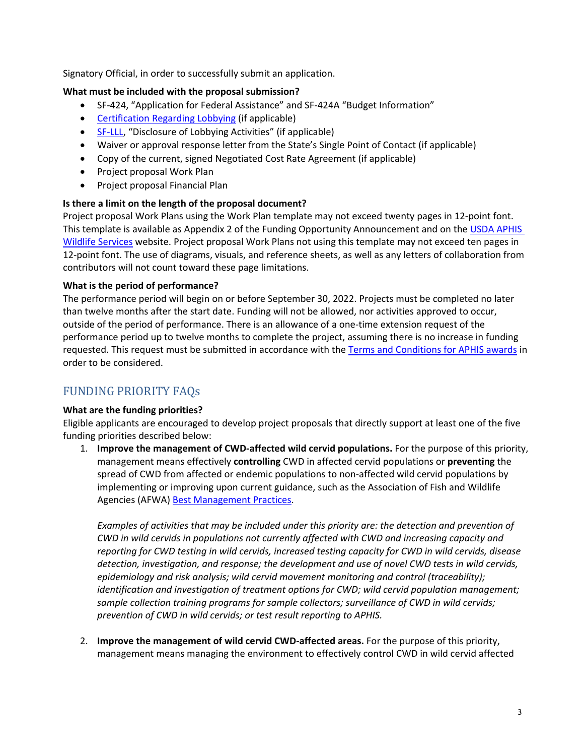Signatory Official, in order to successfully submit an application.

**What must be included with the proposal submission?**

- SF-424, "Application for Federal Assistance" and SF-424A "Budget Information"
- Certification Regarding Lobbying (if applicable)
- SF-LLL, "Disclosure of Lobbying Activities" (if applicable)
- Waiver or approval response letter from the State's Single Point of Contact (if applicable)
- Copy of the current, signed Negotiated Cost Rate Agreement (if applicable)
- Project proposal Work Plan
- Project proposal Financial Plan

**Is there a limit on the length of the proposal document?**

Project proposal Work Plans using the Work Plan template may not exceed twenty pages in 12-point font. This template is available as Appendix 2 of the Funding Opportunity Announcement and on the USDA APHIS Wildlife Services website. Project proposal Work Plans not using this template may not exceed ten pages in 12-point font. The use of diagrams, visuals, and reference sheets, as well as any letters of collaboration from contributors will not count toward these page limitations.

**What is the period of performance?**

The performance period will begin on or before September 30, 2022. Projects must be completed no later than twelve months after the start date. Funding will not be allowed, nor activities approved to occur, outside of the period of performance. There is an allowance of a one-time extension request of the performance period up to twelve months to complete the project, assuming there is no increase in funding requested. This request must be submitted in accordance with the Terms and Conditions for APHIS awards in order to be considered.

## FUNDING PRIORITY FAQs

**What are the funding priorities?**

Eligible applicants are encouraged to develop project proposals that directly support at least one of the five funding priorities described below:

1. **Improve the management of CWD-affected wild cervid populations.** For the purpose of this priority, management means effectively **controlling** CWD in affected cervid populations or **preventing** the spread of CWD from affected or endemic populations to non-affected wild cervid populations by implementing or improving upon current guidance, such as the Association of Fish and Wildlife Agencies (AFWA) Best Management Practices.

   *Examples of activities that may be included under this priority are: the detection and prevention of CWD in wild cervids in populations not currently affected with CWD and increasing capacity and reporting for CWD testing in wild cervids, increased testing capacity for CWD in wild cervids, disease detection, investigation, and response; the development and use of novel CWD tests in wild cervids, epidemiology and risk analysis; wild cervid movement monitoring and control (traceability); identification and investigation of treatment options for CWD; wild cervid population management; sample collection training programs for sample collectors; surveillance of CWD in wild cervids; prevention of CWD in wild cervids; or test result reporting to APHIS.*

2. **Improve the management of wild cervid CWD-affected areas.** For the purpose of this priority, management means managing the environment to effectively control CWD in wild cervid affected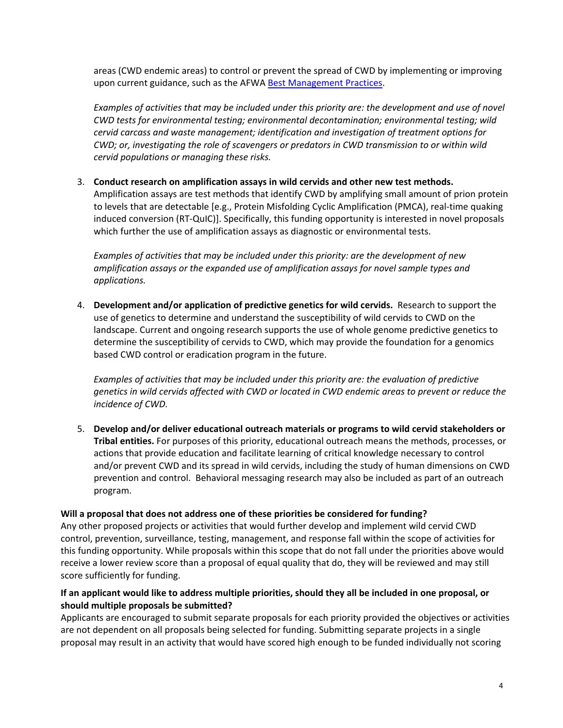areas (CWD endemic areas) to control or prevent the spread of CWD by implementing or improving upon current guidance, such as the AFWA Best Management Practices.

*Examples of activities that may be included under this priority are: the development and use of novel CWD tests for environmental testing; environmental decontamination; environmental testing; wild cervid carcass and waste management; identification and investigation of treatment options for CWD; or, investigating the role of scavengers or predators in CWD transmission to or within wild cervid populations or managing these risks.*

3. **Conduct research on amplification assays in wild cervids and other new test methods.** Amplification assays are test methods that identify CWD by amplifying small amount of prion protein to levels that are detectable [e.g., Protein Misfolding Cyclic Amplification (PMCA), real-time quaking induced conversion (RT-QuIC)]. Specifically, this funding opportunity is interested in novel proposals which further the use of amplification assays as diagnostic or environmental tests.

   *Examples of activities that may be included under this priority: are the development of new amplification assays or the expanded use of amplification assays for novel sample types and applications.*

4. **Development and/or application of predictive genetics for wild cervids.** Research to support the use of genetics to determine and understand the susceptibility of wild cervids to CWD on the landscape. Current and ongoing research supports the use of whole genome predictive genetics to determine the susceptibility of cervids to CWD, which may provide the foundation for a genomics based CWD control or eradication program in the future.

   *Examples of activities that may be included under this priority are: the evaluation of predictive genetics in wild cervids affected with CWD or located in CWD endemic areas to prevent or reduce the incidence of CWD.*

5. **Develop and/or deliver educational outreach materials or programs to wild cervid stakeholders or Tribal entities.** For purposes of this priority, educational outreach means the methods, processes, or actions that provide education and facilitate learning of critical knowledge necessary to control and/or prevent CWD and its spread in wild cervids, including the study of human dimensions on CWD prevention and control. Behavioral messaging research may also be included as part of an outreach program.

**Will a proposal that does not address one of these priorities be considered for funding?**
Any other proposed projects or activities that would further develop and implement wild cervid CWD control, prevention, surveillance, testing, management, and response fall within the scope of activities for this funding opportunity. While proposals within this scope that do not fall under the priorities above would receive a lower review score than a proposal of equal quality that do, they will be reviewed and may still score sufficiently for funding.

**If an applicant would like to address multiple priorities, should they all be included in one proposal, or should multiple proposals be submitted?**
Applicants are encouraged to submit separate proposals for each priority provided the objectives or activities are not dependent on all proposals being selected for funding. Submitting separate projects in a single proposal may result in an activity that would have scored high enough to be funded individually not scoring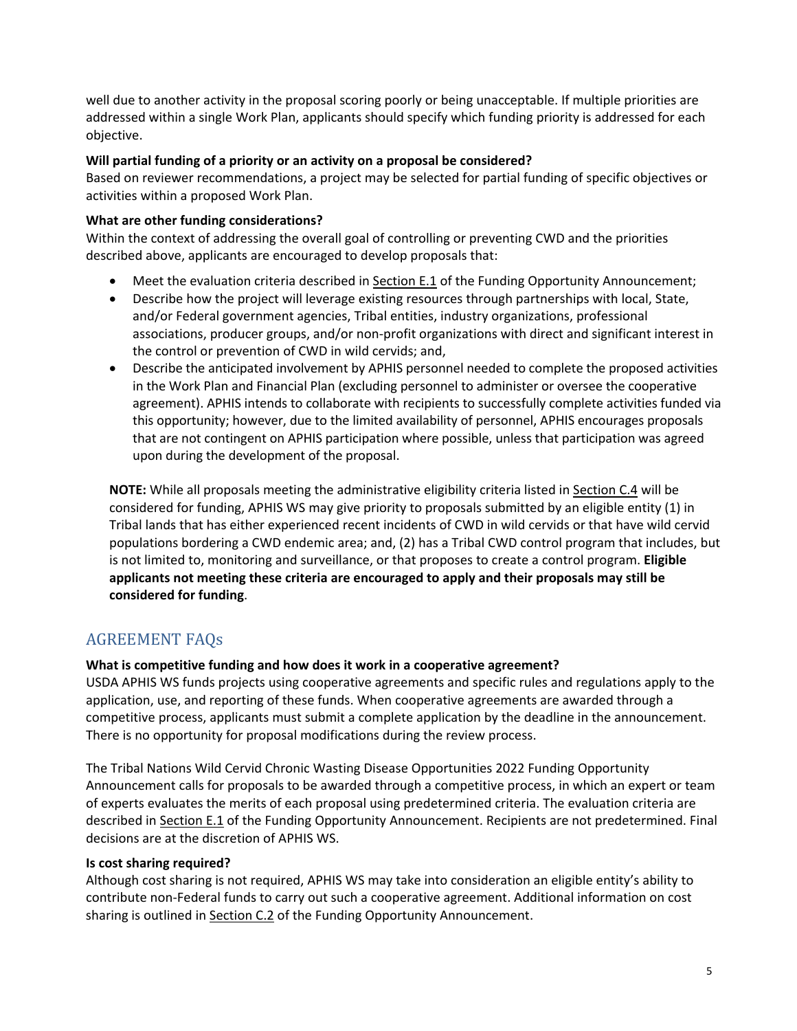well due to another activity in the proposal scoring poorly or being unacceptable. If multiple priorities are addressed within a single Work Plan, applicants should specify which funding priority is addressed for each objective.

**Will partial funding of a priority or an activity on a proposal be considered?**

Based on reviewer recommendations, a project may be selected for partial funding of specific objectives or activities within a proposed Work Plan.

**What are other funding considerations?**

Within the context of addressing the overall goal of controlling or preventing CWD and the priorities described above, applicants are encouraged to develop proposals that:

- Meet the evaluation criteria described in Section E.1 of the Funding Opportunity Announcement;
- Describe how the project will leverage existing resources through partnerships with local, State, and/or Federal government agencies, Tribal entities, industry organizations, professional associations, producer groups, and/or non-profit organizations with direct and significant interest in the control or prevention of CWD in wild cervids; and,
- Describe the anticipated involvement by APHIS personnel needed to complete the proposed activities in the Work Plan and Financial Plan (excluding personnel to administer or oversee the cooperative agreement). APHIS intends to collaborate with recipients to successfully complete activities funded via this opportunity; however, due to the limited availability of personnel, APHIS encourages proposals that are not contingent on APHIS participation where possible, unless that participation was agreed upon during the development of the proposal.

**NOTE:** While all proposals meeting the administrative eligibility criteria listed in Section C.4 will be considered for funding, APHIS WS may give priority to proposals submitted by an eligible entity (1) in Tribal lands that has either experienced recent incidents of CWD in wild cervids or that have wild cervid populations bordering a CWD endemic area; and, (2) has a Tribal CWD control program that includes, but is not limited to, monitoring and surveillance, or that proposes to create a control program. **Eligible applicants not meeting these criteria are encouraged to apply and their proposals may still be considered for funding**.

## AGREEMENT FAQs

**What is competitive funding and how does it work in a cooperative agreement?**

USDA APHIS WS funds projects using cooperative agreements and specific rules and regulations apply to the application, use, and reporting of these funds. When cooperative agreements are awarded through a competitive process, applicants must submit a complete application by the deadline in the announcement. There is no opportunity for proposal modifications during the review process.

The Tribal Nations Wild Cervid Chronic Wasting Disease Opportunities 2022 Funding Opportunity Announcement calls for proposals to be awarded through a competitive process, in which an expert or team of experts evaluates the merits of each proposal using predetermined criteria. The evaluation criteria are described in Section E.1 of the Funding Opportunity Announcement. Recipients are not predetermined. Final decisions are at the discretion of APHIS WS.

**Is cost sharing required?**

Although cost sharing is not required, APHIS WS may take into consideration an eligible entity's ability to contribute non-Federal funds to carry out such a cooperative agreement. Additional information on cost sharing is outlined in Section C.2 of the Funding Opportunity Announcement.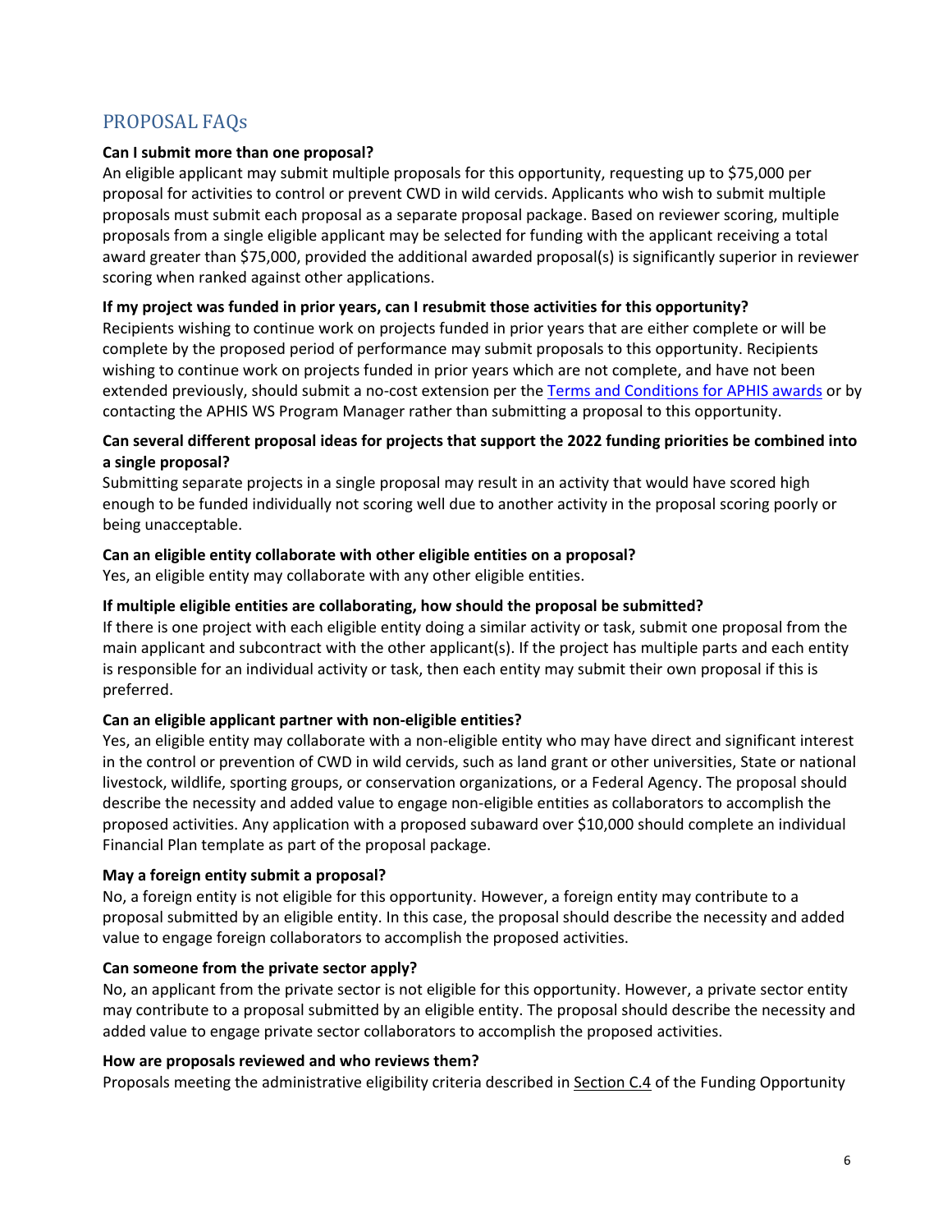## PROPOSAL FAQs

**Can I submit more than one proposal?**

An eligible applicant may submit multiple proposals for this opportunity, requesting up to $75,000 per proposal for activities to control or prevent CWD in wild cervids. Applicants who wish to submit multiple proposals must submit each proposal as a separate proposal package. Based on reviewer scoring, multiple proposals from a single eligible applicant may be selected for funding with the applicant receiving a total award greater than $75,000, provided the additional awarded proposal(s) is significantly superior in reviewer scoring when ranked against other applications.

**If my project was funded in prior years, can I resubmit those activities for this opportunity?**

Recipients wishing to continue work on projects funded in prior years that are either complete or will be complete by the proposed period of performance may submit proposals to this opportunity. Recipients wishing to continue work on projects funded in prior years which are not complete, and have not been extended previously, should submit a no-cost extension per the Terms and Conditions for APHIS awards or by contacting the APHIS WS Program Manager rather than submitting a proposal to this opportunity.

**Can several different proposal ideas for projects that support the 2022 funding priorities be combined into a single proposal?**

Submitting separate projects in a single proposal may result in an activity that would have scored high enough to be funded individually not scoring well due to another activity in the proposal scoring poorly or being unacceptable.

**Can an eligible entity collaborate with other eligible entities on a proposal?**

Yes, an eligible entity may collaborate with any other eligible entities.

**If multiple eligible entities are collaborating, how should the proposal be submitted?**

If there is one project with each eligible entity doing a similar activity or task, submit one proposal from the main applicant and subcontract with the other applicant(s). If the project has multiple parts and each entity is responsible for an individual activity or task, then each entity may submit their own proposal if this is preferred.

**Can an eligible applicant partner with non-eligible entities?**

Yes, an eligible entity may collaborate with a non-eligible entity who may have direct and significant interest in the control or prevention of CWD in wild cervids, such as land grant or other universities, State or national livestock, wildlife, sporting groups, or conservation organizations, or a Federal Agency. The proposal should describe the necessity and added value to engage non-eligible entities as collaborators to accomplish the proposed activities. Any application with a proposed subaward over $10,000 should complete an individual Financial Plan template as part of the proposal package.

**May a foreign entity submit a proposal?**

No, a foreign entity is not eligible for this opportunity. However, a foreign entity may contribute to a proposal submitted by an eligible entity. In this case, the proposal should describe the necessity and added value to engage foreign collaborators to accomplish the proposed activities.

**Can someone from the private sector apply?**

No, an applicant from the private sector is not eligible for this opportunity. However, a private sector entity may contribute to a proposal submitted by an eligible entity. The proposal should describe the necessity and added value to engage private sector collaborators to accomplish the proposed activities.

**How are proposals reviewed and who reviews them?**

Proposals meeting the administrative eligibility criteria described in Section C.4 of the Funding Opportunity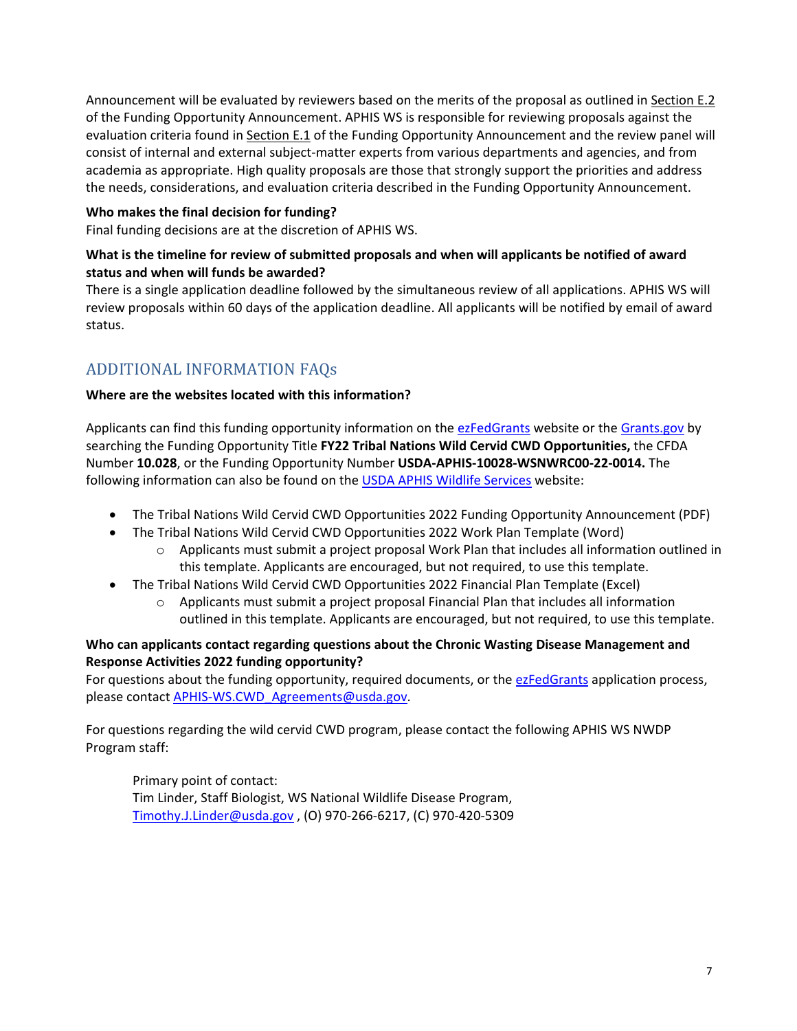Announcement will be evaluated by reviewers based on the merits of the proposal as outlined in Section E.2 of the Funding Opportunity Announcement. APHIS WS is responsible for reviewing proposals against the evaluation criteria found in Section E.1 of the Funding Opportunity Announcement and the review panel will consist of internal and external subject-matter experts from various departments and agencies, and from academia as appropriate. High quality proposals are those that strongly support the priorities and address the needs, considerations, and evaluation criteria described in the Funding Opportunity Announcement.

**Who makes the final decision for funding?**
Final funding decisions are at the discretion of APHIS WS.

**What is the timeline for review of submitted proposals and when will applicants be notified of award status and when will funds be awarded?**
There is a single application deadline followed by the simultaneous review of all applications. APHIS WS will review proposals within 60 days of the application deadline. All applicants will be notified by email of award status.

## ADDITIONAL INFORMATION FAQs

**Where are the websites located with this information?**

Applicants can find this funding opportunity information on the ezFedGrants website or the Grants.gov by searching the Funding Opportunity Title **FY22 Tribal Nations Wild Cervid CWD Opportunities,** the CFDA Number **10.028**, or the Funding Opportunity Number **USDA-APHIS-10028-WSNWRC00-22-0014.** The following information can also be found on the USDA APHIS Wildlife Services website:

- The Tribal Nations Wild Cervid CWD Opportunities 2022 Funding Opportunity Announcement (PDF)
- The Tribal Nations Wild Cervid CWD Opportunities 2022 Work Plan Template (Word)
  - Applicants must submit a project proposal Work Plan that includes all information outlined in this template. Applicants are encouraged, but not required, to use this template.
- The Tribal Nations Wild Cervid CWD Opportunities 2022 Financial Plan Template (Excel)
  - Applicants must submit a project proposal Financial Plan that includes all information outlined in this template. Applicants are encouraged, but not required, to use this template.

**Who can applicants contact regarding questions about the Chronic Wasting Disease Management and Response Activities 2022 funding opportunity?**
For questions about the funding opportunity, required documents, or the ezFedGrants application process, please contact APHIS-WS.CWD_Agreements@usda.gov.

For questions regarding the wild cervid CWD program, please contact the following APHIS WS NWDP Program staff:

Primary point of contact:
Tim Linder, Staff Biologist, WS National Wildlife Disease Program,
Timothy.J.Linder@usda.gov , (O) 970-266-6217, (C) 970-420-5309